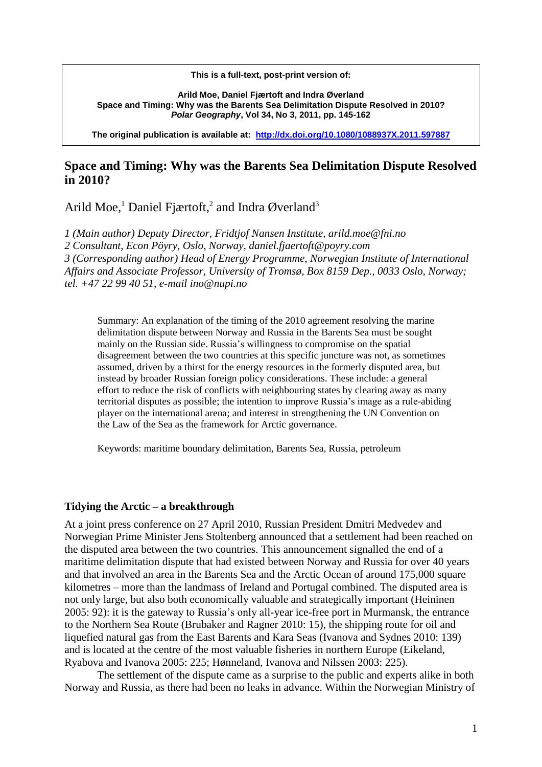**This is a full-text, post-print version of:**

**Arild Moe, Daniel Fjærtoft and Indra Øverland**
**Space and Timing: Why was the Barents Sea Delimitation Dispute Resolved in 2010?**
***Polar Geography*, Vol 34, No 3, 2011, pp. 145-162**

**The original publication is available at: http://dx.doi.org/10.1080/1088937X.2011.597887**

# Space and Timing: Why was the Barents Sea Delimitation Dispute Resolved in 2010?

Arild Moe,[1] Daniel Fjærtoft,[2] and Indra Øverland[3]

*1 (Main author) Deputy Director, Fridtjof Nansen Institute, arild.moe@fni.no*
*2 Consultant, Econ Pöyry, Oslo, Norway, daniel.fjaertoft@poyry.com*
*3 (Corresponding author) Head of Energy Programme, Norwegian Institute of International Affairs and Associate Professor, University of Tromsø, Box 8159 Dep., 0033 Oslo, Norway; tel. +47 22 99 40 51, e-mail ino@nupi.no*

Summary: An explanation of the timing of the 2010 agreement resolving the marine delimitation dispute between Norway and Russia in the Barents Sea must be sought mainly on the Russian side. Russia's willingness to compromise on the spatial disagreement between the two countries at this specific juncture was not, as sometimes assumed, driven by a thirst for the energy resources in the formerly disputed area, but instead by broader Russian foreign policy considerations. These include: a general effort to reduce the risk of conflicts with neighbouring states by clearing away as many territorial disputes as possible; the intention to improve Russia's image as a rule-abiding player on the international arena; and interest in strengthening the UN Convention on the Law of the Sea as the framework for Arctic governance.

Keywords: maritime boundary delimitation, Barents Sea, Russia, petroleum

## Tidying the Arctic – a breakthrough

At a joint press conference on 27 April 2010, Russian President Dmitri Medvedev and Norwegian Prime Minister Jens Stoltenberg announced that a settlement had been reached on the disputed area between the two countries. This announcement signalled the end of a maritime delimitation dispute that had existed between Norway and Russia for over 40 years and that involved an area in the Barents Sea and the Arctic Ocean of around 175,000 square kilometres – more than the landmass of Ireland and Portugal combined. The disputed area is not only large, but also both economically valuable and strategically important (Heininen 2005: 92): it is the gateway to Russia's only all-year ice-free port in Murmansk, the entrance to the Northern Sea Route (Brubaker and Ragner 2010: 15), the shipping route for oil and liquefied natural gas from the East Barents and Kara Seas (Ivanova and Sydnes 2010: 139) and is located at the centre of the most valuable fisheries in northern Europe (Eikeland, Ryabova and Ivanova 2005: 225; Hønneland, Ivanova and Nilssen 2003: 225).

The settlement of the dispute came as a surprise to the public and experts alike in both Norway and Russia, as there had been no leaks in advance. Within the Norwegian Ministry of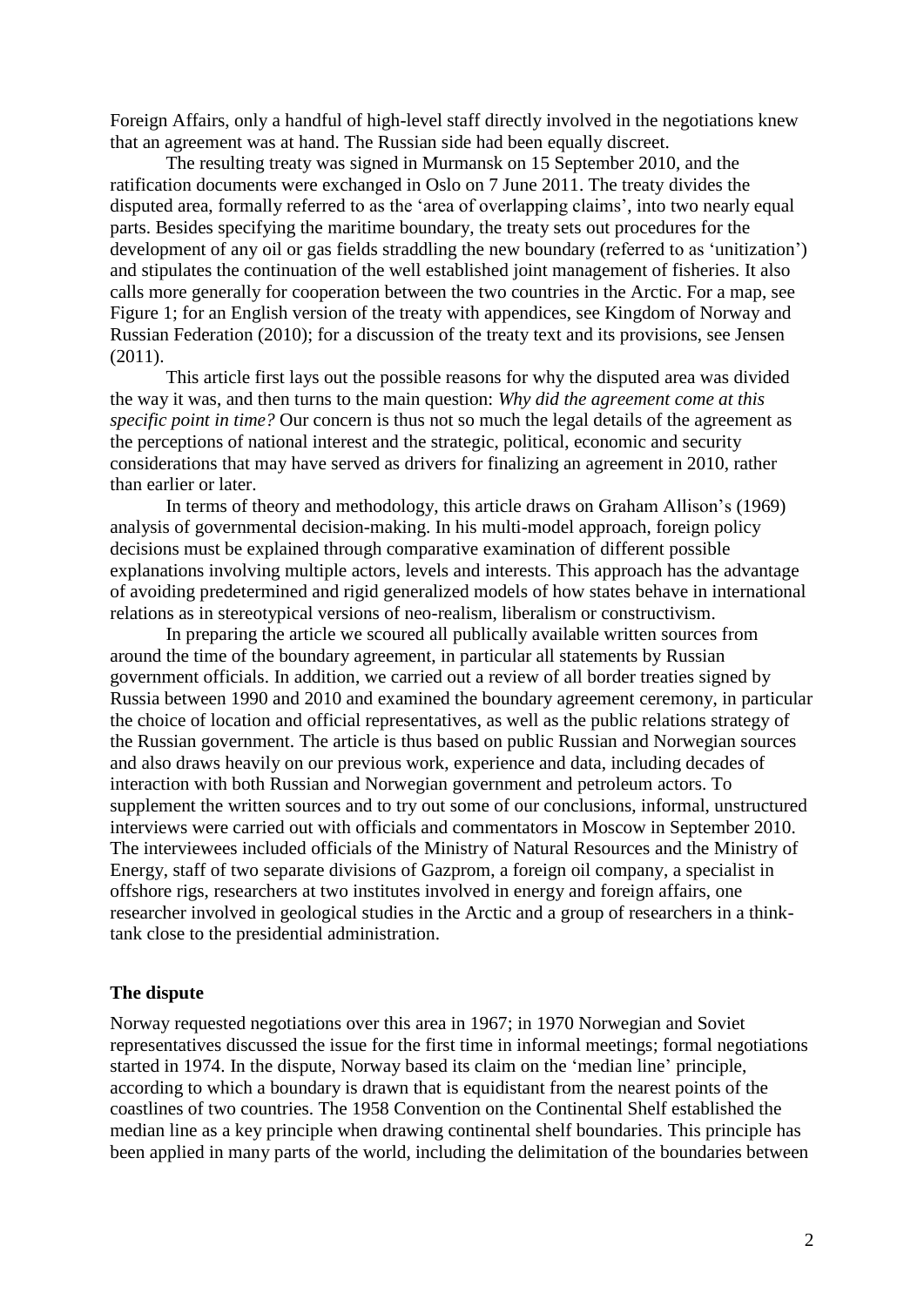Foreign Affairs, only a handful of high-level staff directly involved in the negotiations knew that an agreement was at hand. The Russian side had been equally discreet.

The resulting treaty was signed in Murmansk on 15 September 2010, and the ratification documents were exchanged in Oslo on 7 June 2011. The treaty divides the disputed area, formally referred to as the 'area of overlapping claims', into two nearly equal parts. Besides specifying the maritime boundary, the treaty sets out procedures for the development of any oil or gas fields straddling the new boundary (referred to as 'unitization') and stipulates the continuation of the well established joint management of fisheries. It also calls more generally for cooperation between the two countries in the Arctic. For a map, see Figure 1; for an English version of the treaty with appendices, see Kingdom of Norway and Russian Federation (2010); for a discussion of the treaty text and its provisions, see Jensen (2011).

This article first lays out the possible reasons for why the disputed area was divided the way it was, and then turns to the main question: *Why did the agreement come at this specific point in time?* Our concern is thus not so much the legal details of the agreement as the perceptions of national interest and the strategic, political, economic and security considerations that may have served as drivers for finalizing an agreement in 2010, rather than earlier or later.

In terms of theory and methodology, this article draws on Graham Allison's (1969) analysis of governmental decision-making. In his multi-model approach, foreign policy decisions must be explained through comparative examination of different possible explanations involving multiple actors, levels and interests. This approach has the advantage of avoiding predetermined and rigid generalized models of how states behave in international relations as in stereotypical versions of neo-realism, liberalism or constructivism.

In preparing the article we scoured all publically available written sources from around the time of the boundary agreement, in particular all statements by Russian government officials. In addition, we carried out a review of all border treaties signed by Russia between 1990 and 2010 and examined the boundary agreement ceremony, in particular the choice of location and official representatives, as well as the public relations strategy of the Russian government. The article is thus based on public Russian and Norwegian sources and also draws heavily on our previous work, experience and data, including decades of interaction with both Russian and Norwegian government and petroleum actors. To supplement the written sources and to try out some of our conclusions, informal, unstructured interviews were carried out with officials and commentators in Moscow in September 2010. The interviewees included officials of the Ministry of Natural Resources and the Ministry of Energy, staff of two separate divisions of Gazprom, a foreign oil company, a specialist in offshore rigs, researchers at two institutes involved in energy and foreign affairs, one researcher involved in geological studies in the Arctic and a group of researchers in a think-tank close to the presidential administration.

## The dispute

Norway requested negotiations over this area in 1967; in 1970 Norwegian and Soviet representatives discussed the issue for the first time in informal meetings; formal negotiations started in 1974. In the dispute, Norway based its claim on the 'median line' principle, according to which a boundary is drawn that is equidistant from the nearest points of the coastlines of two countries. The 1958 Convention on the Continental Shelf established the median line as a key principle when drawing continental shelf boundaries. This principle has been applied in many parts of the world, including the delimitation of the boundaries between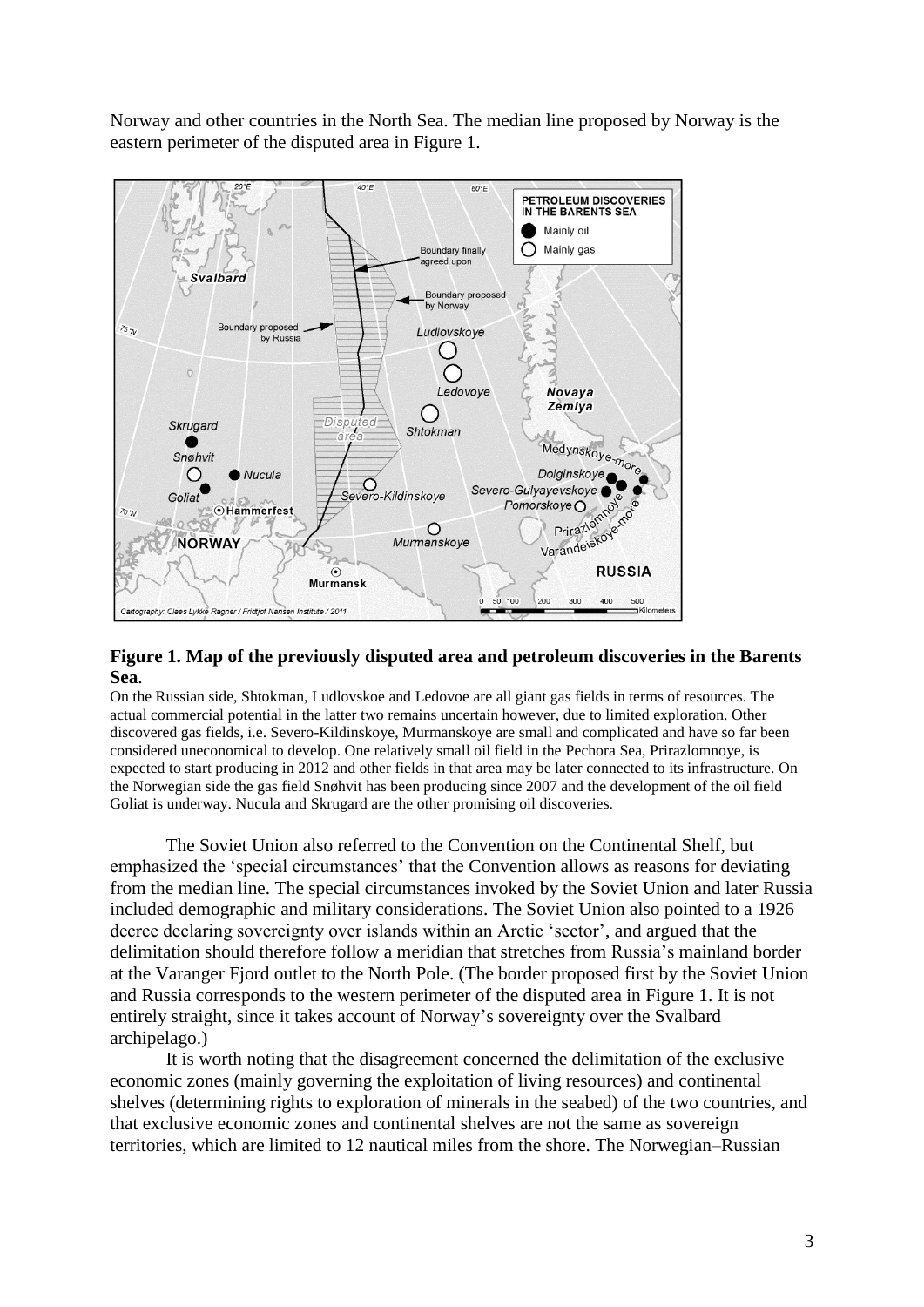Norway and other countries in the North Sea. The median line proposed by Norway is the eastern perimeter of the disputed area in Figure 1.

**Figure 1. Map of the previously disputed area and petroleum discoveries in the Barents Sea**.

On the Russian side, Shtokman, Ludlovskoe and Ledovoe are all giant gas fields in terms of resources. The actual commercial potential in the latter two remains uncertain however, due to limited exploration. Other discovered gas fields, i.e. Severo-Kildinskoye, Murmanskoye are small and complicated and have so far been considered uneconomical to develop. One relatively small oil field in the Pechora Sea, Prirazlomnoye, is expected to start producing in 2012 and other fields in that area may be later connected to its infrastructure. On the Norwegian side the gas field Snøhvit has been producing since 2007 and the development of the oil field Goliat is underway. Nucula and Skrugard are the other promising oil discoveries.

The Soviet Union also referred to the Convention on the Continental Shelf, but emphasized the 'special circumstances' that the Convention allows as reasons for deviating from the median line. The special circumstances invoked by the Soviet Union and later Russia included demographic and military considerations. The Soviet Union also pointed to a 1926 decree declaring sovereignty over islands within an Arctic 'sector', and argued that the delimitation should therefore follow a meridian that stretches from Russia's mainland border at the Varanger Fjord outlet to the North Pole. (The border proposed first by the Soviet Union and Russia corresponds to the western perimeter of the disputed area in Figure 1. It is not entirely straight, since it takes account of Norway's sovereignty over the Svalbard archipelago.)

It is worth noting that the disagreement concerned the delimitation of the exclusive economic zones (mainly governing the exploitation of living resources) and continental shelves (determining rights to exploration of minerals in the seabed) of the two countries, and that exclusive economic zones and continental shelves are not the same as sovereign territories, which are limited to 12 nautical miles from the shore. The Norwegian–Russian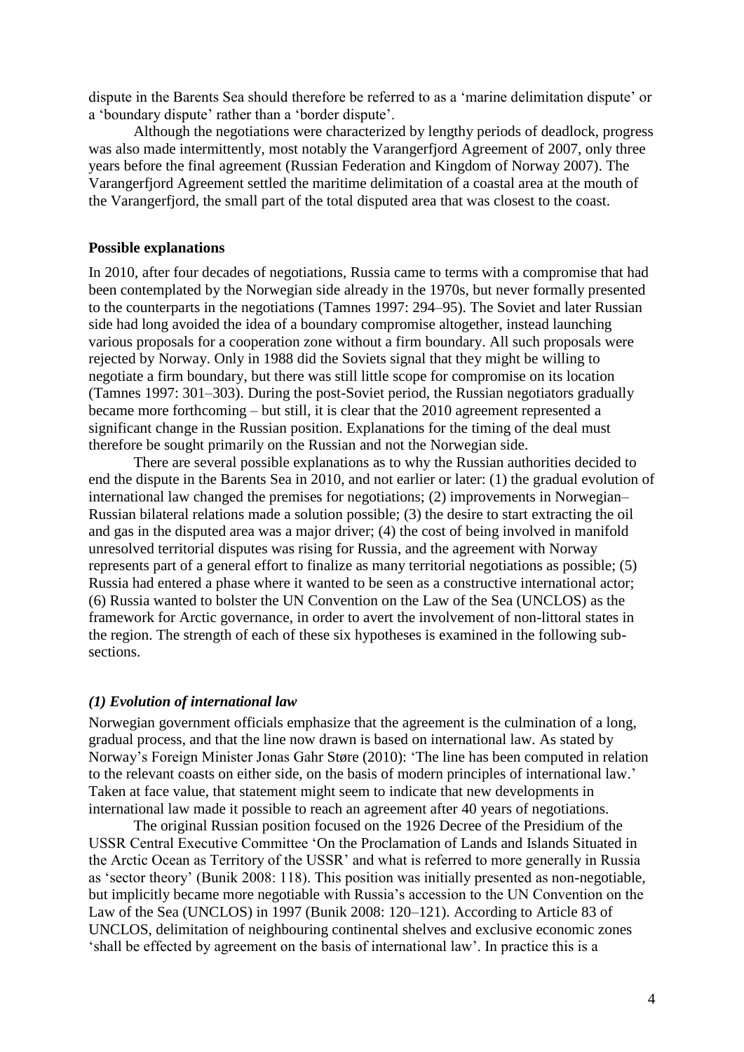dispute in the Barents Sea should therefore be referred to as a 'marine delimitation dispute' or a 'boundary dispute' rather than a 'border dispute'.

Although the negotiations were characterized by lengthy periods of deadlock, progress was also made intermittently, most notably the Varangerfjord Agreement of 2007, only three years before the final agreement (Russian Federation and Kingdom of Norway 2007). The Varangerfjord Agreement settled the maritime delimitation of a coastal area at the mouth of the Varangerfjord, the small part of the total disputed area that was closest to the coast.

## Possible explanations

In 2010, after four decades of negotiations, Russia came to terms with a compromise that had been contemplated by the Norwegian side already in the 1970s, but never formally presented to the counterparts in the negotiations (Tamnes 1997: 294–95). The Soviet and later Russian side had long avoided the idea of a boundary compromise altogether, instead launching various proposals for a cooperation zone without a firm boundary. All such proposals were rejected by Norway. Only in 1988 did the Soviets signal that they might be willing to negotiate a firm boundary, but there was still little scope for compromise on its location (Tamnes 1997: 301–303). During the post-Soviet period, the Russian negotiators gradually became more forthcoming – but still, it is clear that the 2010 agreement represented a significant change in the Russian position. Explanations for the timing of the deal must therefore be sought primarily on the Russian and not the Norwegian side.

There are several possible explanations as to why the Russian authorities decided to end the dispute in the Barents Sea in 2010, and not earlier or later: (1) the gradual evolution of international law changed the premises for negotiations; (2) improvements in Norwegian–Russian bilateral relations made a solution possible; (3) the desire to start extracting the oil and gas in the disputed area was a major driver; (4) the cost of being involved in manifold unresolved territorial disputes was rising for Russia, and the agreement with Norway represents part of a general effort to finalize as many territorial negotiations as possible; (5) Russia had entered a phase where it wanted to be seen as a constructive international actor; (6) Russia wanted to bolster the UN Convention on the Law of the Sea (UNCLOS) as the framework for Arctic governance, in order to avert the involvement of non-littoral states in the region. The strength of each of these six hypotheses is examined in the following sub-sections.

### *(1) Evolution of international law*

Norwegian government officials emphasize that the agreement is the culmination of a long, gradual process, and that the line now drawn is based on international law. As stated by Norway's Foreign Minister Jonas Gahr Støre (2010): 'The line has been computed in relation to the relevant coasts on either side, on the basis of modern principles of international law.' Taken at face value, that statement might seem to indicate that new developments in international law made it possible to reach an agreement after 40 years of negotiations.

The original Russian position focused on the 1926 Decree of the Presidium of the USSR Central Executive Committee 'On the Proclamation of Lands and Islands Situated in the Arctic Ocean as Territory of the USSR' and what is referred to more generally in Russia as 'sector theory' (Bunik 2008: 118). This position was initially presented as non-negotiable, but implicitly became more negotiable with Russia's accession to the UN Convention on the Law of the Sea (UNCLOS) in 1997 (Bunik 2008: 120–121). According to Article 83 of UNCLOS, delimitation of neighbouring continental shelves and exclusive economic zones 'shall be effected by agreement on the basis of international law'. In practice this is a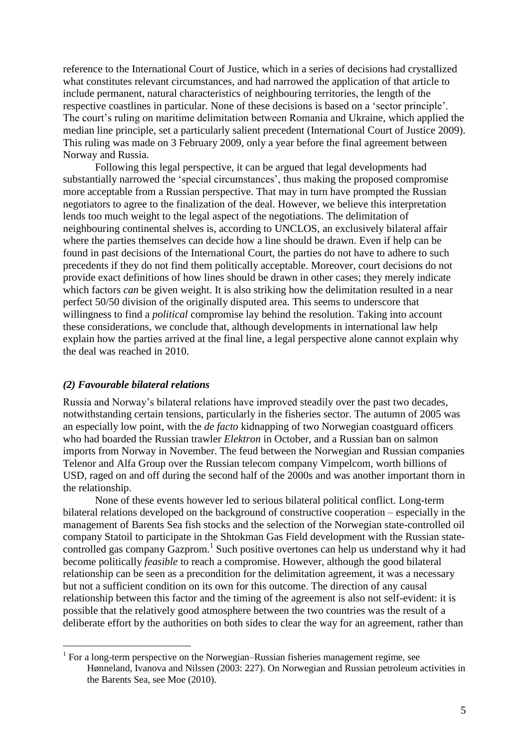reference to the International Court of Justice, which in a series of decisions had crystallized what constitutes relevant circumstances, and had narrowed the application of that article to include permanent, natural characteristics of neighbouring territories, the length of the respective coastlines in particular. None of these decisions is based on a 'sector principle'. The court's ruling on maritime delimitation between Romania and Ukraine, which applied the median line principle, set a particularly salient precedent (International Court of Justice 2009). This ruling was made on 3 February 2009, only a year before the final agreement between Norway and Russia.

Following this legal perspective, it can be argued that legal developments had substantially narrowed the 'special circumstances', thus making the proposed compromise more acceptable from a Russian perspective. That may in turn have prompted the Russian negotiators to agree to the finalization of the deal. However, we believe this interpretation lends too much weight to the legal aspect of the negotiations. The delimitation of neighbouring continental shelves is, according to UNCLOS, an exclusively bilateral affair where the parties themselves can decide how a line should be drawn. Even if help can be found in past decisions of the International Court, the parties do not have to adhere to such precedents if they do not find them politically acceptable. Moreover, court decisions do not provide exact definitions of how lines should be drawn in other cases; they merely indicate which factors *can* be given weight. It is also striking how the delimitation resulted in a near perfect 50/50 division of the originally disputed area. This seems to underscore that willingness to find a *political* compromise lay behind the resolution. Taking into account these considerations, we conclude that, although developments in international law help explain how the parties arrived at the final line, a legal perspective alone cannot explain why the deal was reached in 2010.

### *(2) Favourable bilateral relations*

Russia and Norway's bilateral relations have improved steadily over the past two decades, notwithstanding certain tensions, particularly in the fisheries sector. The autumn of 2005 was an especially low point, with the *de facto* kidnapping of two Norwegian coastguard officers who had boarded the Russian trawler *Elektron* in October, and a Russian ban on salmon imports from Norway in November. The feud between the Norwegian and Russian companies Telenor and Alfa Group over the Russian telecom company Vimpelcom, worth billions of USD, raged on and off during the second half of the 2000s and was another important thorn in the relationship.

None of these events however led to serious bilateral political conflict. Long-term bilateral relations developed on the background of constructive cooperation – especially in the management of Barents Sea fish stocks and the selection of the Norwegian state-controlled oil company Statoil to participate in the Shtokman Gas Field development with the Russian state-controlled gas company Gazprom.[1] Such positive overtones can help us understand why it had become politically *feasible* to reach a compromise. However, although the good bilateral relationship can be seen as a precondition for the delimitation agreement, it was a necessary but not a sufficient condition on its own for this outcome. The direction of any causal relationship between this factor and the timing of the agreement is also not self-evident: it is possible that the relatively good atmosphere between the two countries was the result of a deliberate effort by the authorities on both sides to clear the way for an agreement, rather than

[1] For a long-term perspective on the Norwegian–Russian fisheries management regime, see Hønneland, Ivanova and Nilssen (2003: 227). On Norwegian and Russian petroleum activities in the Barents Sea, see Moe (2010).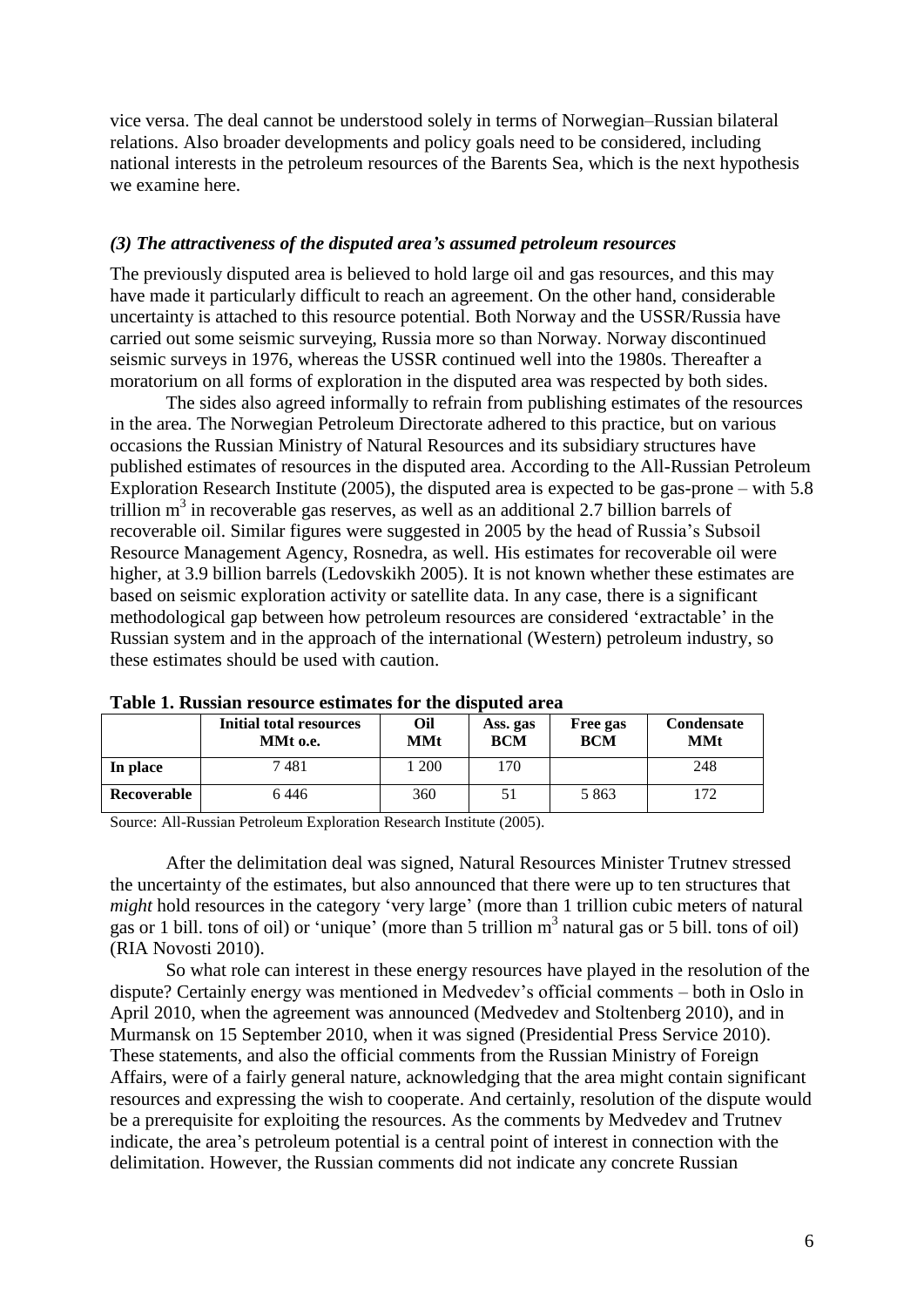vice versa. The deal cannot be understood solely in terms of Norwegian–Russian bilateral relations. Also broader developments and policy goals need to be considered, including national interests in the petroleum resources of the Barents Sea, which is the next hypothesis we examine here.

### *(3) The attractiveness of the disputed area's assumed petroleum resources*

The previously disputed area is believed to hold large oil and gas resources, and this may have made it particularly difficult to reach an agreement. On the other hand, considerable uncertainty is attached to this resource potential. Both Norway and the USSR/Russia have carried out some seismic surveying, Russia more so than Norway. Norway discontinued seismic surveys in 1976, whereas the USSR continued well into the 1980s. Thereafter a moratorium on all forms of exploration in the disputed area was respected by both sides.

The sides also agreed informally to refrain from publishing estimates of the resources in the area. The Norwegian Petroleum Directorate adhered to this practice, but on various occasions the Russian Ministry of Natural Resources and its subsidiary structures have published estimates of resources in the disputed area. According to the All-Russian Petroleum Exploration Research Institute (2005), the disputed area is expected to be gas-prone – with 5.8 trillion $m^3$ in recoverable gas reserves, as well as an additional 2.7 billion barrels of recoverable oil. Similar figures were suggested in 2005 by the head of Russia's Subsoil Resource Management Agency, Rosnedra, as well. His estimates for recoverable oil were higher, at 3.9 billion barrels (Ledovskikh 2005). It is not known whether these estimates are based on seismic exploration activity or satellite data. In any case, there is a significant methodological gap between how petroleum resources are considered 'extractable' in the Russian system and in the approach of the international (Western) petroleum industry, so these estimates should be used with caution.

**Table 1. Russian resource estimates for the disputed area**

| | Initial total resources MMt o.e. | Oil MMt | Ass. gas BCM | Free gas BCM | Condensate MMt |
|---|---|---|---|---|---|
| **In place** | 7 481 | 1 200 | 170 | | 248 |
| **Recoverable** | 6 446 | 360 | 51 | 5 863 | 172 |

Source: All-Russian Petroleum Exploration Research Institute (2005).

After the delimitation deal was signed, Natural Resources Minister Trutnev stressed the uncertainty of the estimates, but also announced that there were up to ten structures that *might* hold resources in the category 'very large' (more than 1 trillion cubic meters of natural gas or 1 bill. tons of oil) or 'unique' (more than 5 trillion $m^3$ natural gas or 5 bill. tons of oil) (RIA Novosti 2010).

So what role can interest in these energy resources have played in the resolution of the dispute? Certainly energy was mentioned in Medvedev's official comments – both in Oslo in April 2010, when the agreement was announced (Medvedev and Stoltenberg 2010), and in Murmansk on 15 September 2010, when it was signed (Presidential Press Service 2010). These statements, and also the official comments from the Russian Ministry of Foreign Affairs, were of a fairly general nature, acknowledging that the area might contain significant resources and expressing the wish to cooperate. And certainly, resolution of the dispute would be a prerequisite for exploiting the resources. As the comments by Medvedev and Trutnev indicate, the area's petroleum potential is a central point of interest in connection with the delimitation. However, the Russian comments did not indicate any concrete Russian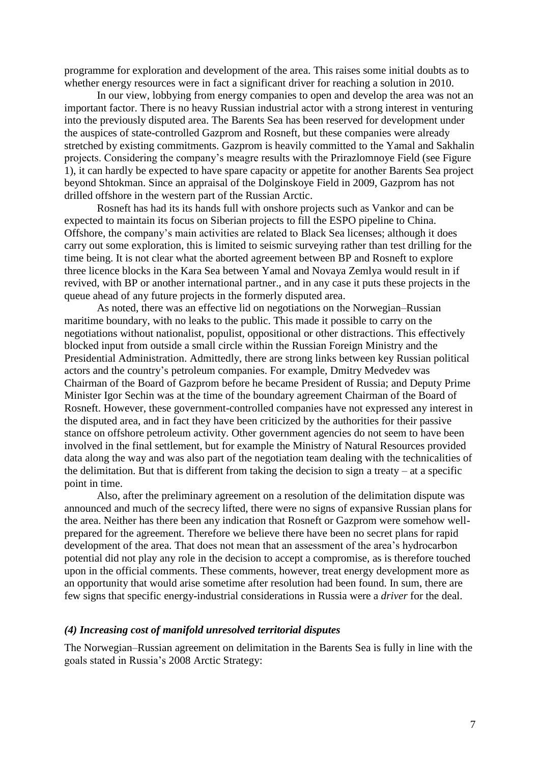programme for exploration and development of the area. This raises some initial doubts as to whether energy resources were in fact a significant driver for reaching a solution in 2010.

In our view, lobbying from energy companies to open and develop the area was not an important factor. There is no heavy Russian industrial actor with a strong interest in venturing into the previously disputed area. The Barents Sea has been reserved for development under the auspices of state-controlled Gazprom and Rosneft, but these companies were already stretched by existing commitments. Gazprom is heavily committed to the Yamal and Sakhalin projects. Considering the company's meagre results with the Prirazlomnoye Field (see Figure 1), it can hardly be expected to have spare capacity or appetite for another Barents Sea project beyond Shtokman. Since an appraisal of the Dolginskoye Field in 2009, Gazprom has not drilled offshore in the western part of the Russian Arctic.

Rosneft has had its its hands full with onshore projects such as Vankor and can be expected to maintain its focus on Siberian projects to fill the ESPO pipeline to China. Offshore, the company's main activities are related to Black Sea licenses; although it does carry out some exploration, this is limited to seismic surveying rather than test drilling for the time being. It is not clear what the aborted agreement between BP and Rosneft to explore three licence blocks in the Kara Sea between Yamal and Novaya Zemlya would result in if revived, with BP or another international partner., and in any case it puts these projects in the queue ahead of any future projects in the formerly disputed area.

As noted, there was an effective lid on negotiations on the Norwegian–Russian maritime boundary, with no leaks to the public. This made it possible to carry on the negotiations without nationalist, populist, oppositional or other distractions. This effectively blocked input from outside a small circle within the Russian Foreign Ministry and the Presidential Administration. Admittedly, there are strong links between key Russian political actors and the country's petroleum companies. For example, Dmitry Medvedev was Chairman of the Board of Gazprom before he became President of Russia; and Deputy Prime Minister Igor Sechin was at the time of the boundary agreement Chairman of the Board of Rosneft. However, these government-controlled companies have not expressed any interest in the disputed area, and in fact they have been criticized by the authorities for their passive stance on offshore petroleum activity. Other government agencies do not seem to have been involved in the final settlement, but for example the Ministry of Natural Resources provided data along the way and was also part of the negotiation team dealing with the technicalities of the delimitation. But that is different from taking the decision to sign a treaty – at a specific point in time.

Also, after the preliminary agreement on a resolution of the delimitation dispute was announced and much of the secrecy lifted, there were no signs of expansive Russian plans for the area. Neither has there been any indication that Rosneft or Gazprom were somehow well-prepared for the agreement. Therefore we believe there have been no secret plans for rapid development of the area. That does not mean that an assessment of the area's hydrocarbon potential did not play any role in the decision to accept a compromise, as is therefore touched upon in the official comments. These comments, however, treat energy development more as an opportunity that would arise sometime after resolution had been found. In sum, there are few signs that specific energy-industrial considerations in Russia were a *driver* for the deal.

### *(4) Increasing cost of manifold unresolved territorial disputes*

The Norwegian–Russian agreement on delimitation in the Barents Sea is fully in line with the goals stated in Russia's 2008 Arctic Strategy: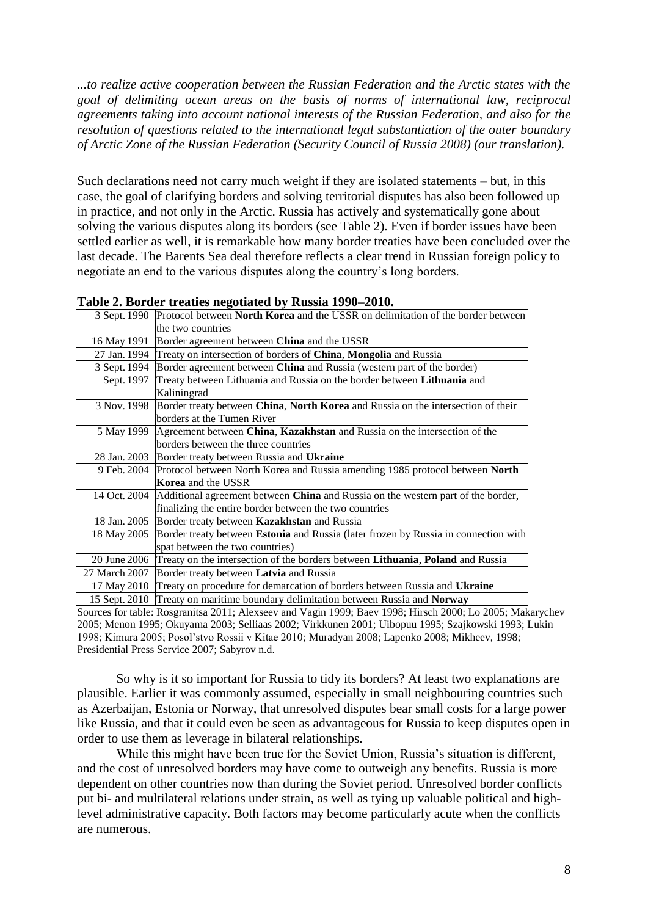*...to realize active cooperation between the Russian Federation and the Arctic states with the goal of delimiting ocean areas on the basis of norms of international law, reciprocal agreements taking into account national interests of the Russian Federation, and also for the resolution of questions related to the international legal substantiation of the outer boundary of Arctic Zone of the Russian Federation (Security Council of Russia 2008) (our translation).*

Such declarations need not carry much weight if they are isolated statements – but, in this case, the goal of clarifying borders and solving territorial disputes has also been followed up in practice, and not only in the Arctic. Russia has actively and systematically gone about solving the various disputes along its borders (see Table 2). Even if border issues have been settled earlier as well, it is remarkable how many border treaties have been concluded over the last decade. The Barents Sea deal therefore reflects a clear trend in Russian foreign policy to negotiate an end to the various disputes along the country's long borders.

**Table 2. Border treaties negotiated by Russia 1990–2010.**

| Date | Treaty |
|---|---|
| 3 Sept. 1990 | Protocol between **North Korea** and the USSR on delimitation of the border between the two countries |
| 16 May 1991 | Border agreement between **China** and the USSR |
| 27 Jan. 1994 | Treaty on intersection of borders of **China**, **Mongolia** and Russia |
| 3 Sept. 1994 | Border agreement between **China** and Russia (western part of the border) |
| Sept. 1997 | Treaty between Lithuania and Russia on the border between **Lithuania** and Kaliningrad |
| 3 Nov. 1998 | Border treaty between **China**, **North Korea** and Russia on the intersection of their borders at the Tumen River |
| 5 May 1999 | Agreement between **China**, **Kazakhstan** and Russia on the intersection of the borders between the three countries |
| 28 Jan. 2003 | Border treaty between Russia and **Ukraine** |
| 9 Feb. 2004 | Protocol between North Korea and Russia amending 1985 protocol between **North Korea** and the USSR |
| 14 Oct. 2004 | Additional agreement between **China** and Russia on the western part of the border, finalizing the entire border between the two countries |
| 18 Jan. 2005 | Border treaty between **Kazakhstan** and Russia |
| 18 May 2005 | Border treaty between **Estonia** and Russia (later frozen by Russia in connection with spat between the two countries) |
| 20 June 2006 | Treaty on the intersection of the borders between **Lithuania**, **Poland** and Russia |
| 27 March 2007 | Border treaty between **Latvia** and Russia |
| 17 May 2010 | Treaty on procedure for demarcation of borders between Russia and **Ukraine** |
| 15 Sept. 2010 | Treaty on maritime boundary delimitation between Russia and **Norway** |

Sources for table: Rosgranitsa 2011; Alexseev and Vagin 1999; Baev 1998; Hirsch 2000; Lo 2005; Makarychev 2005; Menon 1995; Okuyama 2003; Selliaas 2002; Virkkunen 2001; Uibopuu 1995; Szajkowski 1993; Lukin 1998; Kimura 2005; Posol'stvo Rossii v Kitae 2010; Muradyan 2008; Lapenko 2008; Mikheev, 1998; Presidential Press Service 2007; Sabyrov n.d.

So why is it so important for Russia to tidy its borders? At least two explanations are plausible. Earlier it was commonly assumed, especially in small neighbouring countries such as Azerbaijan, Estonia or Norway, that unresolved disputes bear small costs for a large power like Russia, and that it could even be seen as advantageous for Russia to keep disputes open in order to use them as leverage in bilateral relationships.

While this might have been true for the Soviet Union, Russia's situation is different, and the cost of unresolved borders may have come to outweigh any benefits. Russia is more dependent on other countries now than during the Soviet period. Unresolved border conflicts put bi- and multilateral relations under strain, as well as tying up valuable political and high-level administrative capacity. Both factors may become particularly acute when the conflicts are numerous.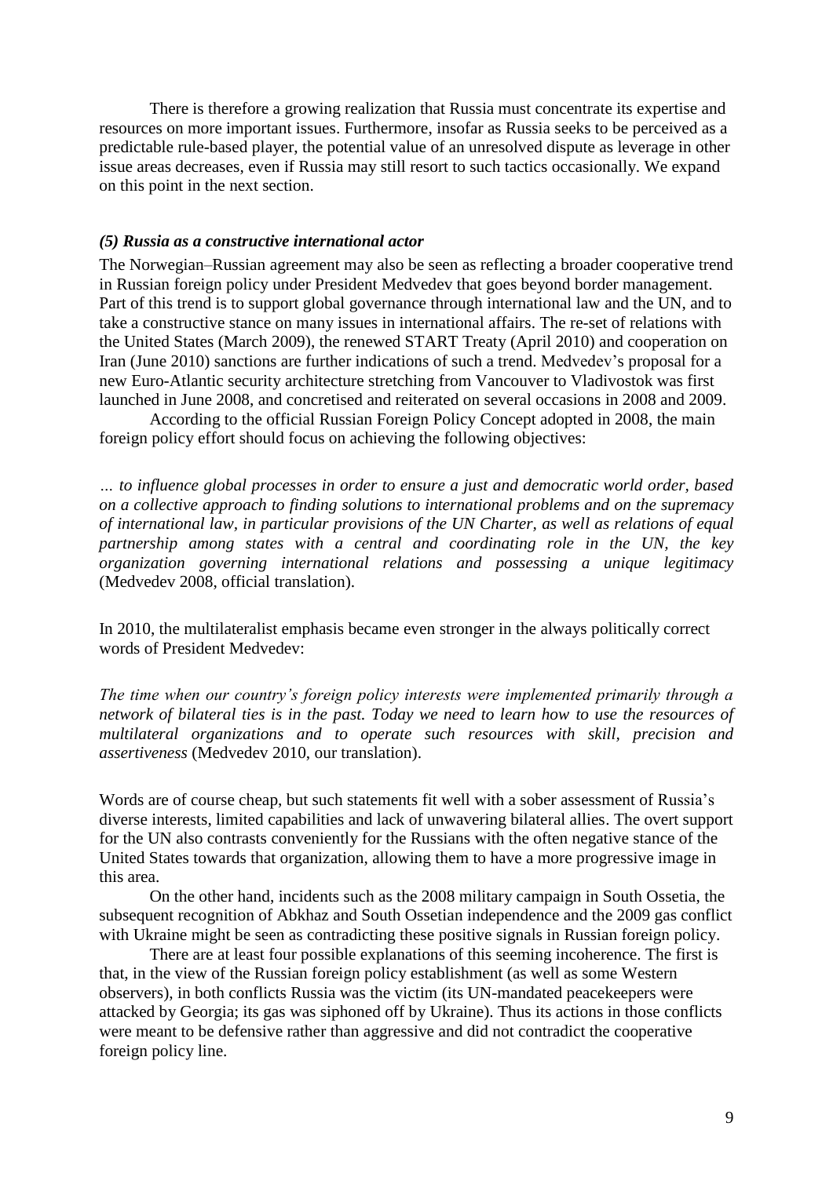There is therefore a growing realization that Russia must concentrate its expertise and resources on more important issues. Furthermore, insofar as Russia seeks to be perceived as a predictable rule-based player, the potential value of an unresolved dispute as leverage in other issue areas decreases, even if Russia may still resort to such tactics occasionally. We expand on this point in the next section.

### *(5) Russia as a constructive international actor*

The Norwegian–Russian agreement may also be seen as reflecting a broader cooperative trend in Russian foreign policy under President Medvedev that goes beyond border management. Part of this trend is to support global governance through international law and the UN, and to take a constructive stance on many issues in international affairs. The re-set of relations with the United States (March 2009), the renewed START Treaty (April 2010) and cooperation on Iran (June 2010) sanctions are further indications of such a trend. Medvedev's proposal for a new Euro-Atlantic security architecture stretching from Vancouver to Vladivostok was first launched in June 2008, and concretised and reiterated on several occasions in 2008 and 2009.

According to the official Russian Foreign Policy Concept adopted in 2008, the main foreign policy effort should focus on achieving the following objectives:

*… to influence global processes in order to ensure a just and democratic world order, based on a collective approach to finding solutions to international problems and on the supremacy of international law, in particular provisions of the UN Charter, as well as relations of equal partnership among states with a central and coordinating role in the UN, the key organization governing international relations and possessing a unique legitimacy* (Medvedev 2008, official translation).

In 2010, the multilateralist emphasis became even stronger in the always politically correct words of President Medvedev:

*The time when our country's foreign policy interests were implemented primarily through a network of bilateral ties is in the past. Today we need to learn how to use the resources of multilateral organizations and to operate such resources with skill, precision and assertiveness* (Medvedev 2010, our translation).

Words are of course cheap, but such statements fit well with a sober assessment of Russia's diverse interests, limited capabilities and lack of unwavering bilateral allies. The overt support for the UN also contrasts conveniently for the Russians with the often negative stance of the United States towards that organization, allowing them to have a more progressive image in this area.

On the other hand, incidents such as the 2008 military campaign in South Ossetia, the subsequent recognition of Abkhaz and South Ossetian independence and the 2009 gas conflict with Ukraine might be seen as contradicting these positive signals in Russian foreign policy.

There are at least four possible explanations of this seeming incoherence. The first is that, in the view of the Russian foreign policy establishment (as well as some Western observers), in both conflicts Russia was the victim (its UN-mandated peacekeepers were attacked by Georgia; its gas was siphoned off by Ukraine). Thus its actions in those conflicts were meant to be defensive rather than aggressive and did not contradict the cooperative foreign policy line.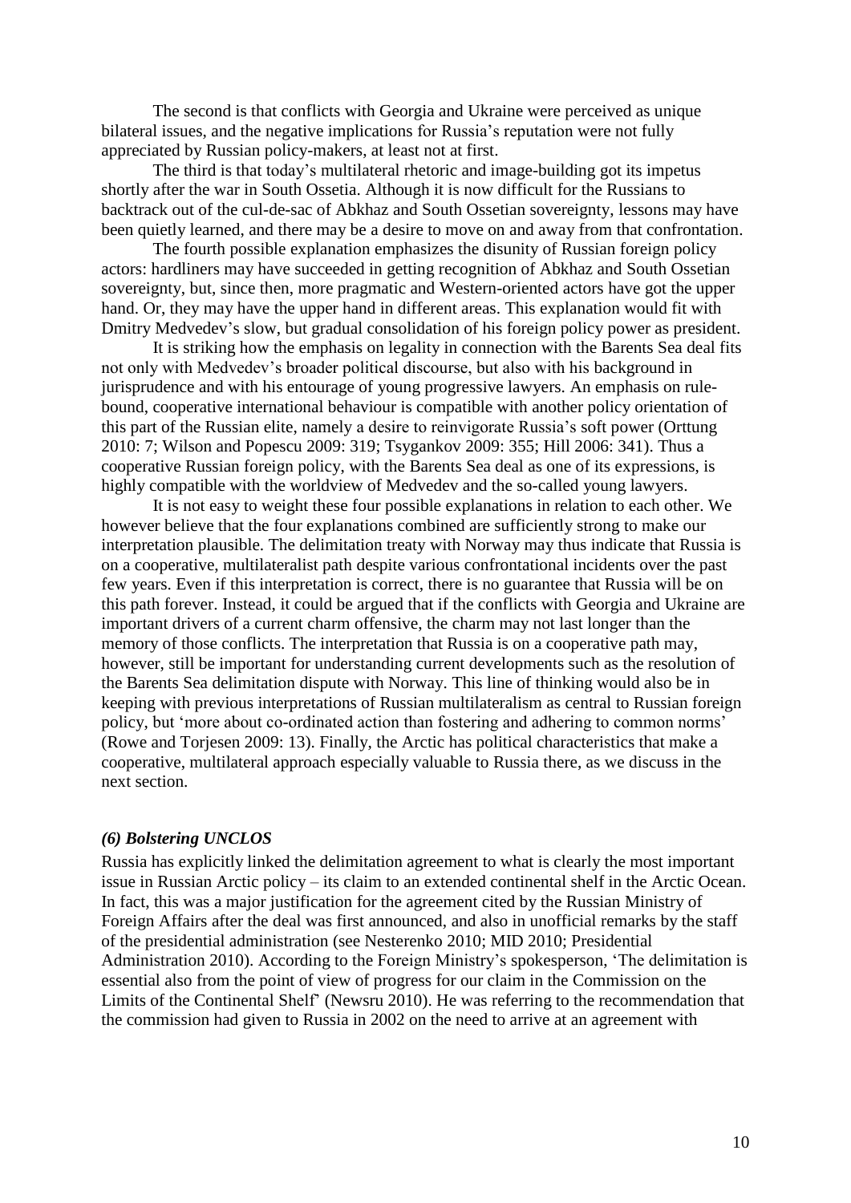The second is that conflicts with Georgia and Ukraine were perceived as unique bilateral issues, and the negative implications for Russia's reputation were not fully appreciated by Russian policy-makers, at least not at first.

The third is that today's multilateral rhetoric and image-building got its impetus shortly after the war in South Ossetia. Although it is now difficult for the Russians to backtrack out of the cul-de-sac of Abkhaz and South Ossetian sovereignty, lessons may have been quietly learned, and there may be a desire to move on and away from that confrontation.

The fourth possible explanation emphasizes the disunity of Russian foreign policy actors: hardliners may have succeeded in getting recognition of Abkhaz and South Ossetian sovereignty, but, since then, more pragmatic and Western-oriented actors have got the upper hand. Or, they may have the upper hand in different areas. This explanation would fit with Dmitry Medvedev's slow, but gradual consolidation of his foreign policy power as president.

It is striking how the emphasis on legality in connection with the Barents Sea deal fits not only with Medvedev's broader political discourse, but also with his background in jurisprudence and with his entourage of young progressive lawyers. An emphasis on rule-bound, cooperative international behaviour is compatible with another policy orientation of this part of the Russian elite, namely a desire to reinvigorate Russia's soft power (Orttung 2010: 7; Wilson and Popescu 2009: 319; Tsygankov 2009: 355; Hill 2006: 341). Thus a cooperative Russian foreign policy, with the Barents Sea deal as one of its expressions, is highly compatible with the worldview of Medvedev and the so-called young lawyers.

It is not easy to weight these four possible explanations in relation to each other. We however believe that the four explanations combined are sufficiently strong to make our interpretation plausible. The delimitation treaty with Norway may thus indicate that Russia is on a cooperative, multilateralist path despite various confrontational incidents over the past few years. Even if this interpretation is correct, there is no guarantee that Russia will be on this path forever. Instead, it could be argued that if the conflicts with Georgia and Ukraine are important drivers of a current charm offensive, the charm may not last longer than the memory of those conflicts. The interpretation that Russia is on a cooperative path may, however, still be important for understanding current developments such as the resolution of the Barents Sea delimitation dispute with Norway. This line of thinking would also be in keeping with previous interpretations of Russian multilateralism as central to Russian foreign policy, but 'more about co-ordinated action than fostering and adhering to common norms' (Rowe and Torjesen 2009: 13). Finally, the Arctic has political characteristics that make a cooperative, multilateral approach especially valuable to Russia there, as we discuss in the next section.

### *(6) Bolstering UNCLOS*

Russia has explicitly linked the delimitation agreement to what is clearly the most important issue in Russian Arctic policy – its claim to an extended continental shelf in the Arctic Ocean. In fact, this was a major justification for the agreement cited by the Russian Ministry of Foreign Affairs after the deal was first announced, and also in unofficial remarks by the staff of the presidential administration (see Nesterenko 2010; MID 2010; Presidential Administration 2010). According to the Foreign Ministry's spokesperson, 'The delimitation is essential also from the point of view of progress for our claim in the Commission on the Limits of the Continental Shelf' (Newsru 2010). He was referring to the recommendation that the commission had given to Russia in 2002 on the need to arrive at an agreement with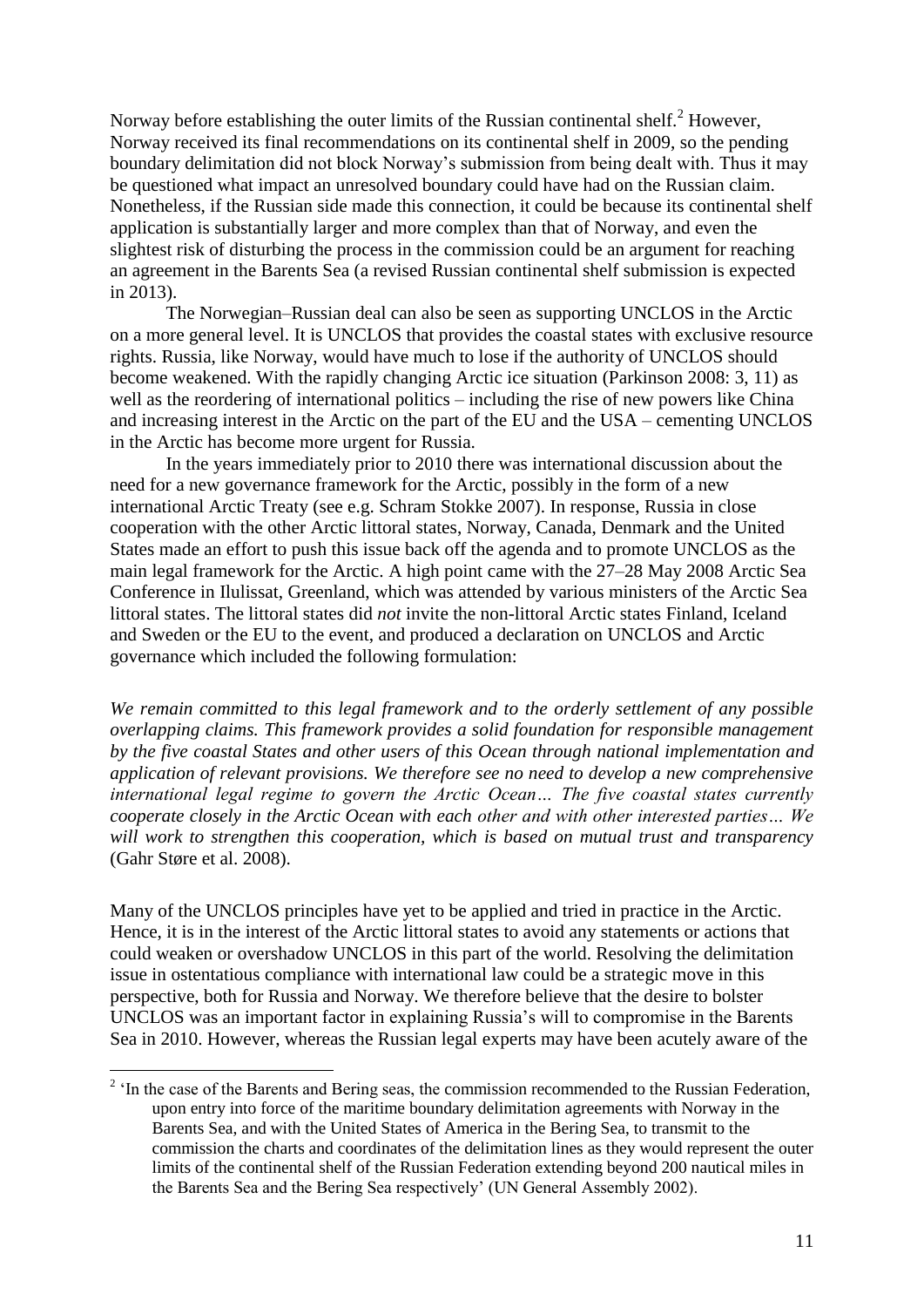Norway before establishing the outer limits of the Russian continental shelf.[2] However, Norway received its final recommendations on its continental shelf in 2009, so the pending boundary delimitation did not block Norway's submission from being dealt with. Thus it may be questioned what impact an unresolved boundary could have had on the Russian claim. Nonetheless, if the Russian side made this connection, it could be because its continental shelf application is substantially larger and more complex than that of Norway, and even the slightest risk of disturbing the process in the commission could be an argument for reaching an agreement in the Barents Sea (a revised Russian continental shelf submission is expected in 2013).

The Norwegian–Russian deal can also be seen as supporting UNCLOS in the Arctic on a more general level. It is UNCLOS that provides the coastal states with exclusive resource rights. Russia, like Norway, would have much to lose if the authority of UNCLOS should become weakened. With the rapidly changing Arctic ice situation (Parkinson 2008: 3, 11) as well as the reordering of international politics – including the rise of new powers like China and increasing interest in the Arctic on the part of the EU and the USA – cementing UNCLOS in the Arctic has become more urgent for Russia.

In the years immediately prior to 2010 there was international discussion about the need for a new governance framework for the Arctic, possibly in the form of a new international Arctic Treaty (see e.g. Schram Stokke 2007). In response, Russia in close cooperation with the other Arctic littoral states, Norway, Canada, Denmark and the United States made an effort to push this issue back off the agenda and to promote UNCLOS as the main legal framework for the Arctic. A high point came with the 27–28 May 2008 Arctic Sea Conference in Ilulissat, Greenland, which was attended by various ministers of the Arctic Sea littoral states. The littoral states did *not* invite the non-littoral Arctic states Finland, Iceland and Sweden or the EU to the event, and produced a declaration on UNCLOS and Arctic governance which included the following formulation:

*We remain committed to this legal framework and to the orderly settlement of any possible overlapping claims. This framework provides a solid foundation for responsible management by the five coastal States and other users of this Ocean through national implementation and application of relevant provisions. We therefore see no need to develop a new comprehensive international legal regime to govern the Arctic Ocean… The five coastal states currently cooperate closely in the Arctic Ocean with each other and with other interested parties… We will work to strengthen this cooperation, which is based on mutual trust and transparency* (Gahr Støre et al. 2008).

Many of the UNCLOS principles have yet to be applied and tried in practice in the Arctic. Hence, it is in the interest of the Arctic littoral states to avoid any statements or actions that could weaken or overshadow UNCLOS in this part of the world. Resolving the delimitation issue in ostentatious compliance with international law could be a strategic move in this perspective, both for Russia and Norway. We therefore believe that the desire to bolster UNCLOS was an important factor in explaining Russia's will to compromise in the Barents Sea in 2010. However, whereas the Russian legal experts may have been acutely aware of the

---

[2] 'In the case of the Barents and Bering seas, the commission recommended to the Russian Federation, upon entry into force of the maritime boundary delimitation agreements with Norway in the Barents Sea, and with the United States of America in the Bering Sea, to transmit to the commission the charts and coordinates of the delimitation lines as they would represent the outer limits of the continental shelf of the Russian Federation extending beyond 200 nautical miles in the Barents Sea and the Bering Sea respectively' (UN General Assembly 2002).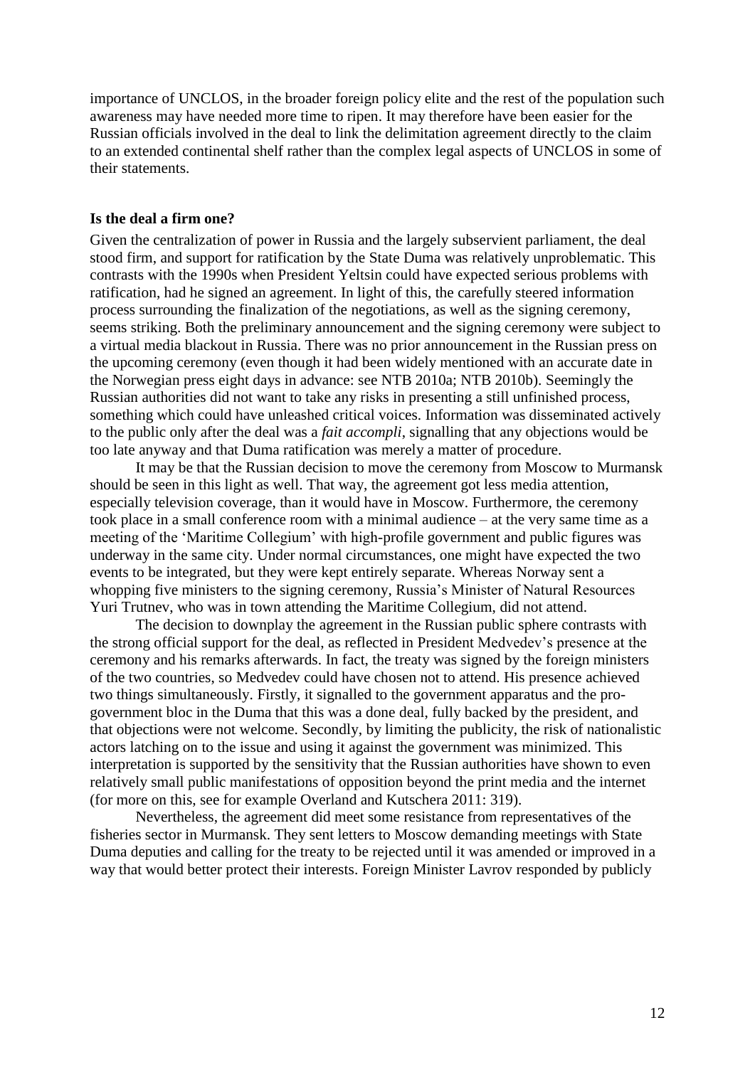importance of UNCLOS, in the broader foreign policy elite and the rest of the population such awareness may have needed more time to ripen. It may therefore have been easier for the Russian officials involved in the deal to link the delimitation agreement directly to the claim to an extended continental shelf rather than the complex legal aspects of UNCLOS in some of their statements.

### Is the deal a firm one?

Given the centralization of power in Russia and the largely subservient parliament, the deal stood firm, and support for ratification by the State Duma was relatively unproblematic. This contrasts with the 1990s when President Yeltsin could have expected serious problems with ratification, had he signed an agreement. In light of this, the carefully steered information process surrounding the finalization of the negotiations, as well as the signing ceremony, seems striking. Both the preliminary announcement and the signing ceremony were subject to a virtual media blackout in Russia. There was no prior announcement in the Russian press on the upcoming ceremony (even though it had been widely mentioned with an accurate date in the Norwegian press eight days in advance: see NTB 2010a; NTB 2010b). Seemingly the Russian authorities did not want to take any risks in presenting a still unfinished process, something which could have unleashed critical voices. Information was disseminated actively to the public only after the deal was a *fait accompli*, signalling that any objections would be too late anyway and that Duma ratification was merely a matter of procedure.

It may be that the Russian decision to move the ceremony from Moscow to Murmansk should be seen in this light as well. That way, the agreement got less media attention, especially television coverage, than it would have in Moscow. Furthermore, the ceremony took place in a small conference room with a minimal audience – at the very same time as a meeting of the 'Maritime Collegium' with high-profile government and public figures was underway in the same city. Under normal circumstances, one might have expected the two events to be integrated, but they were kept entirely separate. Whereas Norway sent a whopping five ministers to the signing ceremony, Russia's Minister of Natural Resources Yuri Trutnev, who was in town attending the Maritime Collegium, did not attend.

The decision to downplay the agreement in the Russian public sphere contrasts with the strong official support for the deal, as reflected in President Medvedev's presence at the ceremony and his remarks afterwards. In fact, the treaty was signed by the foreign ministers of the two countries, so Medvedev could have chosen not to attend. His presence achieved two things simultaneously. Firstly, it signalled to the government apparatus and the pro-government bloc in the Duma that this was a done deal, fully backed by the president, and that objections were not welcome. Secondly, by limiting the publicity, the risk of nationalistic actors latching on to the issue and using it against the government was minimized. This interpretation is supported by the sensitivity that the Russian authorities have shown to even relatively small public manifestations of opposition beyond the print media and the internet (for more on this, see for example Overland and Kutschera 2011: 319).

Nevertheless, the agreement did meet some resistance from representatives of the fisheries sector in Murmansk. They sent letters to Moscow demanding meetings with State Duma deputies and calling for the treaty to be rejected until it was amended or improved in a way that would better protect their interests. Foreign Minister Lavrov responded by publicly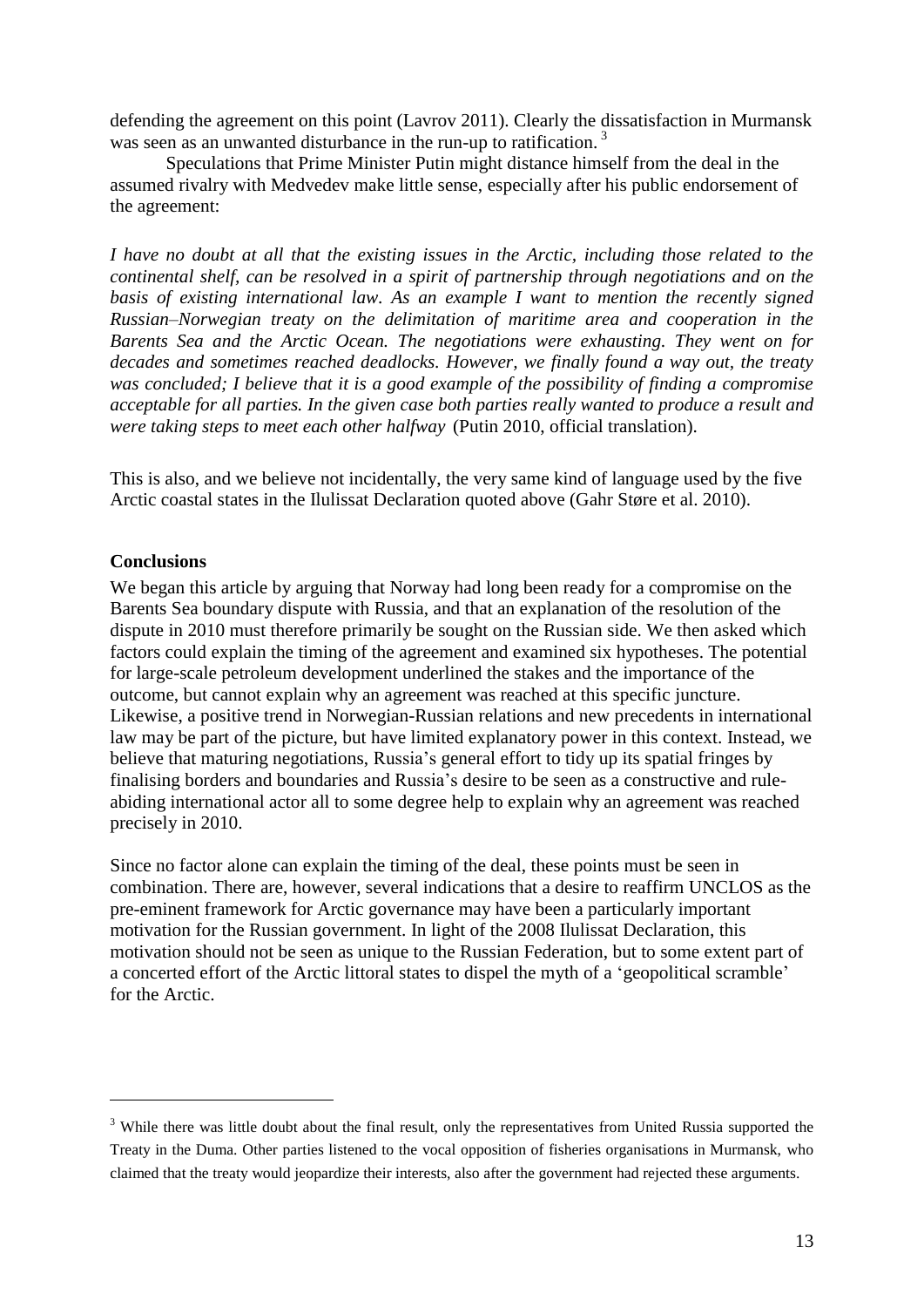defending the agreement on this point (Lavrov 2011). Clearly the dissatisfaction in Murmansk was seen as an unwanted disturbance in the run-up to ratification. [3]

Speculations that Prime Minister Putin might distance himself from the deal in the assumed rivalry with Medvedev make little sense, especially after his public endorsement of the agreement:

*I have no doubt at all that the existing issues in the Arctic, including those related to the continental shelf, can be resolved in a spirit of partnership through negotiations and on the basis of existing international law. As an example I want to mention the recently signed Russian–Norwegian treaty on the delimitation of maritime area and cooperation in the Barents Sea and the Arctic Ocean. The negotiations were exhausting. They went on for decades and sometimes reached deadlocks. However, we finally found a way out, the treaty was concluded; I believe that it is a good example of the possibility of finding a compromise acceptable for all parties. In the given case both parties really wanted to produce a result and were taking steps to meet each other halfway* (Putin 2010, official translation).

This is also, and we believe not incidentally, the very same kind of language used by the five Arctic coastal states in the Ilulissat Declaration quoted above (Gahr Støre et al. 2010).

## Conclusions

We began this article by arguing that Norway had long been ready for a compromise on the Barents Sea boundary dispute with Russia, and that an explanation of the resolution of the dispute in 2010 must therefore primarily be sought on the Russian side. We then asked which factors could explain the timing of the agreement and examined six hypotheses. The potential for large-scale petroleum development underlined the stakes and the importance of the outcome, but cannot explain why an agreement was reached at this specific juncture. Likewise, a positive trend in Norwegian-Russian relations and new precedents in international law may be part of the picture, but have limited explanatory power in this context. Instead, we believe that maturing negotiations, Russia's general effort to tidy up its spatial fringes by finalising borders and boundaries and Russia's desire to be seen as a constructive and rule-abiding international actor all to some degree help to explain why an agreement was reached precisely in 2010.

Since no factor alone can explain the timing of the deal, these points must be seen in combination. There are, however, several indications that a desire to reaffirm UNCLOS as the pre-eminent framework for Arctic governance may have been a particularly important motivation for the Russian government. In light of the 2008 Ilulissat Declaration, this motivation should not be seen as unique to the Russian Federation, but to some extent part of a concerted effort of the Arctic littoral states to dispel the myth of a 'geopolitical scramble' for the Arctic.

---

[3] While there was little doubt about the final result, only the representatives from United Russia supported the Treaty in the Duma. Other parties listened to the vocal opposition of fisheries organisations in Murmansk, who claimed that the treaty would jeopardize their interests, also after the government had rejected these arguments.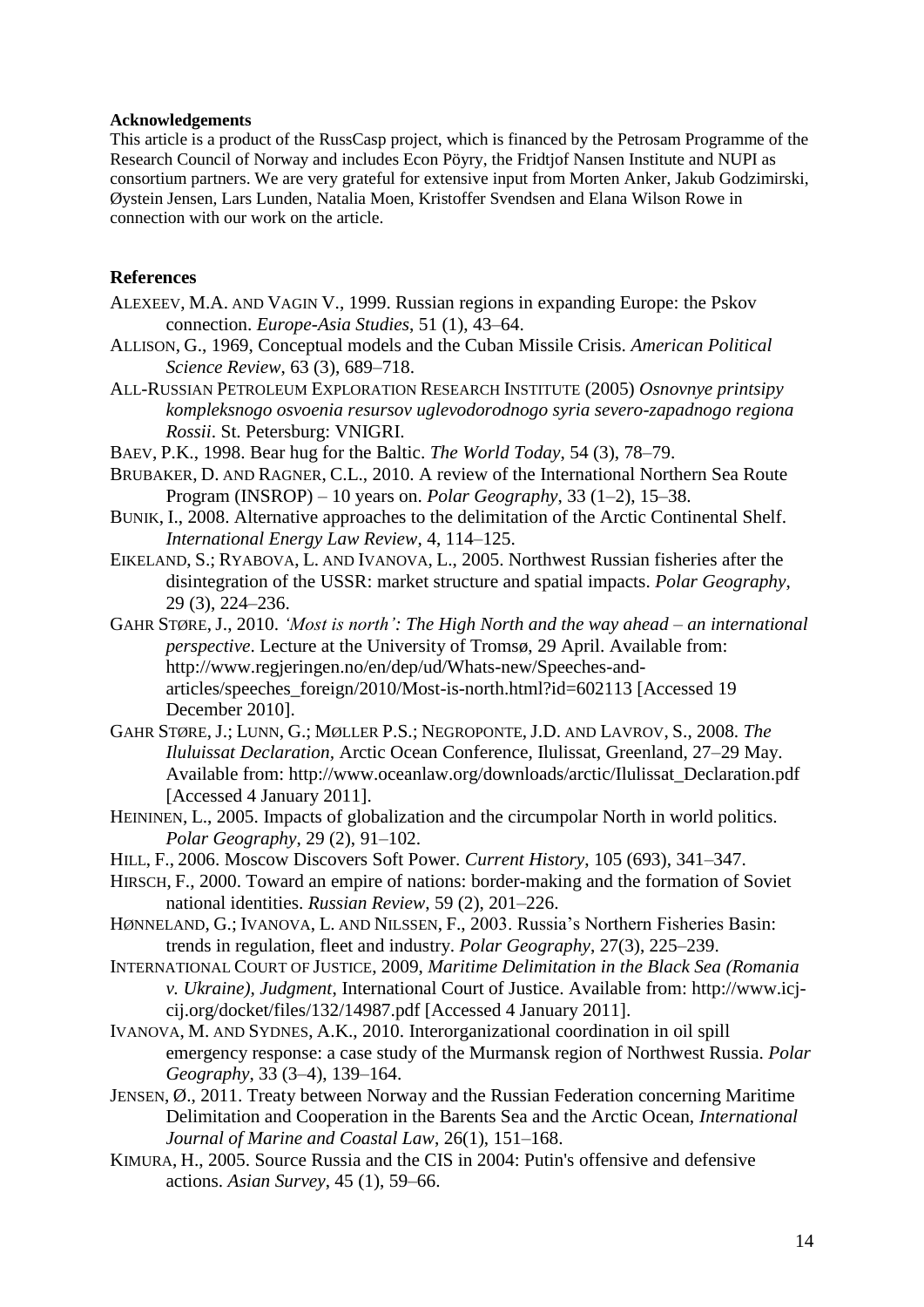**Acknowledgements**

This article is a product of the RussCasp project, which is financed by the Petrosam Programme of the Research Council of Norway and includes Econ Pöyry, the Fridtjof Nansen Institute and NUPI as consortium partners. We are very grateful for extensive input from Morten Anker, Jakub Godzimirski, Øystein Jensen, Lars Lunden, Natalia Moen, Kristoffer Svendsen and Elana Wilson Rowe in connection with our work on the article.

## References

ALEXEEV, M.A. AND VAGIN V., 1999. Russian regions in expanding Europe: the Pskov connection. *Europe-Asia Studies*, 51 (1), 43–64.

ALLISON, G., 1969, Conceptual models and the Cuban Missile Crisis. *American Political Science Review*, 63 (3), 689–718.

ALL-RUSSIAN PETROLEUM EXPLORATION RESEARCH INSTITUTE (2005) *Osnovnye printsipy kompleksnogo osvoenia resursov uglevodorodnogo syria severo-zapadnogo regiona Rossii*. St. Petersburg: VNIGRI.

BAEV, P.K., 1998. Bear hug for the Baltic. *The World Today*, 54 (3), 78–79.

BRUBAKER, D. AND RAGNER, C.L., 2010. A review of the International Northern Sea Route Program (INSROP) – 10 years on. *Polar Geography*, 33 (1–2), 15–38.

BUNIK, I., 2008. Alternative approaches to the delimitation of the Arctic Continental Shelf. *International Energy Law Review*, 4, 114–125.

EIKELAND, S.; RYABOVA, L. AND IVANOVA, L., 2005. Northwest Russian fisheries after the disintegration of the USSR: market structure and spatial impacts. *Polar Geography*, 29 (3), 224–236.

GAHR STØRE, J., 2010. *'Most is north': The High North and the way ahead – an international perspective*. Lecture at the University of Tromsø, 29 April. Available from: http://www.regjeringen.no/en/dep/ud/Whats-new/Speeches-and-articles/speeches_foreign/2010/Most-is-north.html?id=602113 [Accessed 19 December 2010].

GAHR STØRE, J.; LUNN, G.; MØLLER P.S.; NEGROPONTE, J.D. AND LAVROV, S., 2008. *The Iluluissat Declaration*, Arctic Ocean Conference, Ilulissat, Greenland, 27–29 May. Available from: http://www.oceanlaw.org/downloads/arctic/Ilulissat_Declaration.pdf [Accessed 4 January 2011].

HEININEN, L., 2005. Impacts of globalization and the circumpolar North in world politics. *Polar Geography*, 29 (2), 91–102.

HILL, F., 2006. Moscow Discovers Soft Power. *Current History*, 105 (693), 341–347.

HIRSCH, F., 2000. Toward an empire of nations: border-making and the formation of Soviet national identities. *Russian Review*, 59 (2), 201–226.

HØNNELAND, G.; IVANOVA, L. AND NILSSEN, F., 2003. Russia's Northern Fisheries Basin: trends in regulation, fleet and industry. *Polar Geography*, 27(3), 225–239.

INTERNATIONAL COURT OF JUSTICE, 2009, *Maritime Delimitation in the Black Sea (Romania v. Ukraine), Judgment*, International Court of Justice. Available from: http://www.icj-cij.org/docket/files/132/14987.pdf [Accessed 4 January 2011].

IVANOVA, M. AND SYDNES, A.K., 2010. Interorganizational coordination in oil spill emergency response: a case study of the Murmansk region of Northwest Russia. *Polar Geography*, 33 (3–4), 139–164.

JENSEN, Ø., 2011. Treaty between Norway and the Russian Federation concerning Maritime Delimitation and Cooperation in the Barents Sea and the Arctic Ocean, *International Journal of Marine and Coastal Law*, 26(1), 151–168.

KIMURA, H., 2005. Source Russia and the CIS in 2004: Putin's offensive and defensive actions. *Asian Survey*, 45 (1), 59–66.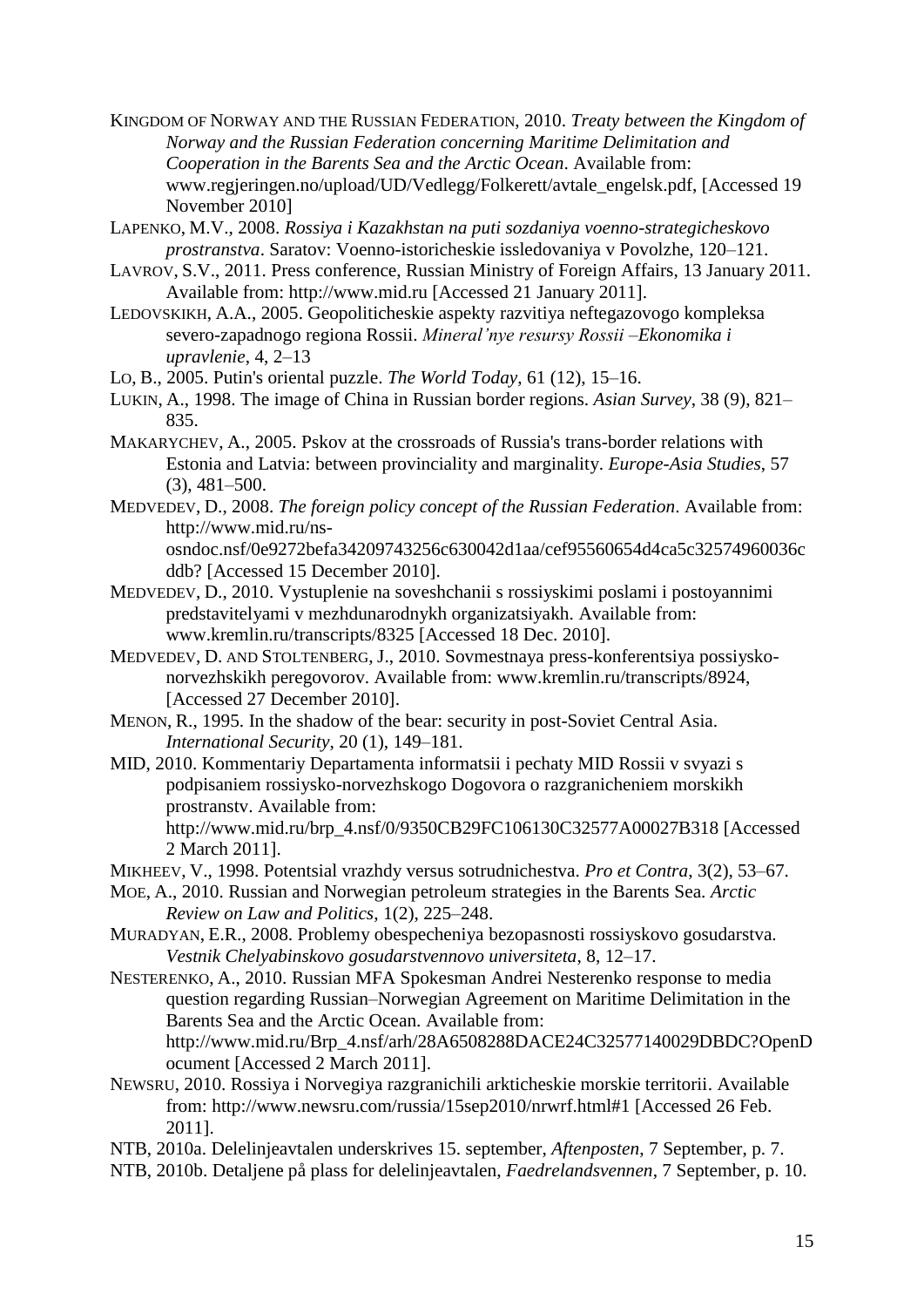KINGDOM OF NORWAY AND THE RUSSIAN FEDERATION, 2010. *Treaty between the Kingdom of Norway and the Russian Federation concerning Maritime Delimitation and Cooperation in the Barents Sea and the Arctic Ocean*. Available from: www.regjeringen.no/upload/UD/Vedlegg/Folkerett/avtale_engelsk.pdf, [Accessed 19 November 2010]

LAPENKO, M.V., 2008. *Rossiya i Kazakhstan na puti sozdaniya voenno-strategicheskovo prostranstva*. Saratov: Voenno-istoricheskie issledovaniya v Povolzhe, 120–121.

LAVROV, S.V., 2011. Press conference, Russian Ministry of Foreign Affairs, 13 January 2011. Available from: http://www.mid.ru [Accessed 21 January 2011].

LEDOVSKIKH, A.A., 2005. Geopoliticheskie aspekty razvitiya neftegazovogo kompleksa severo-zapadnogo regiona Rossii. *Mineral'nye resursy Rossii –Ekonomika i upravlenie*, 4, 2–13

LO, B., 2005. Putin's oriental puzzle. *The World Today*, 61 (12), 15–16.

LUKIN, A., 1998. The image of China in Russian border regions. *Asian Survey*, 38 (9), 821–835.

MAKARYCHEV, A., 2005. Pskov at the crossroads of Russia's trans-border relations with Estonia and Latvia: between provinciality and marginality. *Europe-Asia Studies*, 57 (3), 481–500.

MEDVEDEV, D., 2008. *The foreign policy concept of the Russian Federation*. Available from: http://www.mid.ru/ns-osndoc.nsf/0e9272befa34209743256c630042d1aa/cef95560654d4ca5c32574960036cddb? [Accessed 15 December 2010].

MEDVEDEV, D., 2010. Vystuplenie na soveshchanii s rossiyskimi poslami i postoyannimi predstavitelyami v mezhdunarodnykh organizatsiyakh. Available from: www.kremlin.ru/transcripts/8325 [Accessed 18 Dec. 2010].

MEDVEDEV, D. AND STOLTENBERG, J., 2010. Sovmestnaya press-konferentsiya possiysko-norvezhskikh peregovorov. Available from: www.kremlin.ru/transcripts/8924, [Accessed 27 December 2010].

MENON, R., 1995. In the shadow of the bear: security in post-Soviet Central Asia. *International Security*, 20 (1), 149–181.

MID, 2010. Kommentariy Departamenta informatsii i pechaty MID Rossii v svyazi s podpisaniem rossiysko-norvezhskogo Dogovora o razgranicheniem morskikh prostranstv. Available from: http://www.mid.ru/brp_4.nsf/0/9350CB29FC106130C32577A00027B318 [Accessed 2 March 2011].

MIKHEEV, V., 1998. Potentsial vrazhdy versus sotrudnichestva. *Pro et Contra*, 3(2), 53–67.

MOE, A., 2010. Russian and Norwegian petroleum strategies in the Barents Sea. *Arctic Review on Law and Politics*, 1(2), 225–248.

MURADYAN, E.R., 2008. Problemy obespecheniya bezopasnosti rossiyskovo gosudarstva. *Vestnik Chelyabinskovo gosudarstvennovo universiteta*, 8, 12–17.

NESTERENKO, A., 2010. Russian MFA Spokesman Andrei Nesterenko response to media question regarding Russian–Norwegian Agreement on Maritime Delimitation in the Barents Sea and the Arctic Ocean. Available from: http://www.mid.ru/Brp_4.nsf/arh/28A6508288DACE24C32577140029DBDC?OpenDocument [Accessed 2 March 2011].

NEWSRU, 2010. Rossiya i Norvegiya razgranichili arkticheskie morskie territorii. Available from: http://www.newsru.com/russia/15sep2010/nrwrf.html#1 [Accessed 26 Feb. 2011].

NTB, 2010a. Delelinjeavtalen underskrives 15. september, *Aftenposten*, 7 September, p. 7.

NTB, 2010b. Detaljene på plass for delelinjeavtalen, *Faedrelandsvennen*, 7 September, p. 10.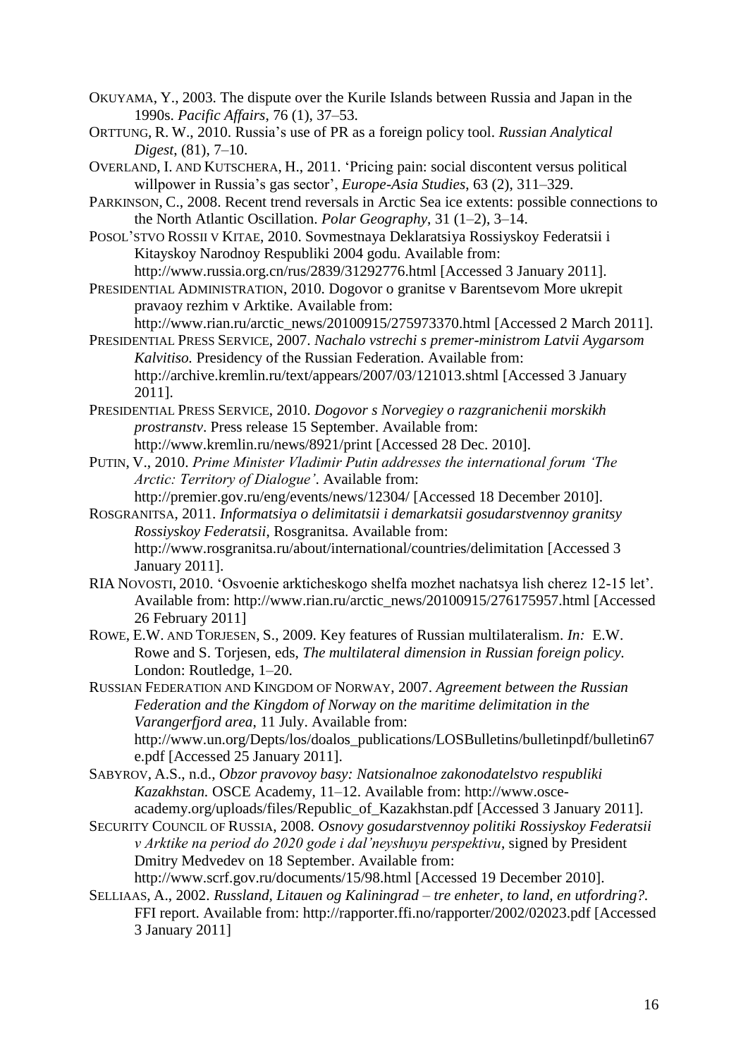OKUYAMA, Y., 2003. The dispute over the Kurile Islands between Russia and Japan in the 1990s. *Pacific Affairs*, 76 (1), 37–53.

ORTTUNG, R. W., 2010. Russia's use of PR as a foreign policy tool. *Russian Analytical Digest*, (81), 7–10.

OVERLAND, I. AND KUTSCHERA, H., 2011. 'Pricing pain: social discontent versus political willpower in Russia's gas sector', *Europe-Asia Studies*, 63 (2), 311–329.

PARKINSON, C., 2008. Recent trend reversals in Arctic Sea ice extents: possible connections to the North Atlantic Oscillation. *Polar Geography*, 31 (1–2), 3–14.

POSOL'STVO ROSSII V KITAE, 2010. Sovmestnaya Deklaratsiya Rossiyskoy Federatsii i Kitayskoy Narodnoy Respubliki 2004 godu. Available from: http://www.russia.org.cn/rus/2839/31292776.html [Accessed 3 January 2011].

PRESIDENTIAL ADMINISTRATION, 2010. Dogovor o granitse v Barentsevom More ukrepit pravaoy rezhim v Arktike. Available from: http://www.rian.ru/arctic_news/20100915/275973370.html [Accessed 2 March 2011].

PRESIDENTIAL PRESS SERVICE, 2007. *Nachalo vstrechi s premer-ministrom Latvii Aygarsom Kalvitiso.* Presidency of the Russian Federation. Available from: http://archive.kremlin.ru/text/appears/2007/03/121013.shtml [Accessed 3 January 2011].

PRESIDENTIAL PRESS SERVICE, 2010. *Dogovor s Norvegiey o razgranichenii morskikh prostranstv*. Press release 15 September. Available from: http://www.kremlin.ru/news/8921/print [Accessed 28 Dec. 2010].

PUTIN, V., 2010. *Prime Minister Vladimir Putin addresses the international forum 'The Arctic: Territory of Dialogue'*. Available from: http://premier.gov.ru/eng/events/news/12304/ [Accessed 18 December 2010].

ROSGRANITSA, 2011. *Informatsiya o delimitatsii i demarkatsii gosudarstvennoy granitsy Rossiyskoy Federatsii*, Rosgranitsa. Available from: http://www.rosgranitsa.ru/about/international/countries/delimitation [Accessed 3 January 2011].

RIA NOVOSTI, 2010. 'Osvoenie arkticheskogo shelfa mozhet nachatsya lish cherez 12-15 let'. Available from: http://www.rian.ru/arctic_news/20100915/276175957.html [Accessed 26 February 2011]

ROWE, E.W. AND TORJESEN, S., 2009. Key features of Russian multilateralism. *In:* E.W. Rowe and S. Torjesen, eds, *The multilateral dimension in Russian foreign policy.* London: Routledge, 1–20.

RUSSIAN FEDERATION AND KINGDOM OF NORWAY, 2007. *Agreement between the Russian Federation and the Kingdom of Norway on the maritime delimitation in the Varangerfjord area*, 11 July. Available from: http://www.un.org/Depts/los/doalos_publications/LOSBulletins/bulletinpdf/bulletin67e.pdf [Accessed 25 January 2011].

SABYROV, A.S., n.d., *Obzor pravovoy basy: Natsionalnoe zakonodatelstvo respubliki Kazakhstan.* OSCE Academy, 11–12. Available from: http://www.osce-academy.org/uploads/files/Republic_of_Kazakhstan.pdf [Accessed 3 January 2011].

SECURITY COUNCIL OF RUSSIA, 2008. *Osnovy gosudarstvennoy politiki Rossiyskoy Federatsii v Arktike na period do 2020 gode i dal'neyshuyu perspektivu*, signed by President Dmitry Medvedev on 18 September. Available from: http://www.scrf.gov.ru/documents/15/98.html [Accessed 19 December 2010].

SELLIAAS, A., 2002. *Russland, Litauen og Kaliningrad – tre enheter, to land, en utfordring?.* FFI report. Available from: http://rapporter.ffi.no/rapporter/2002/02023.pdf [Accessed 3 January 2011]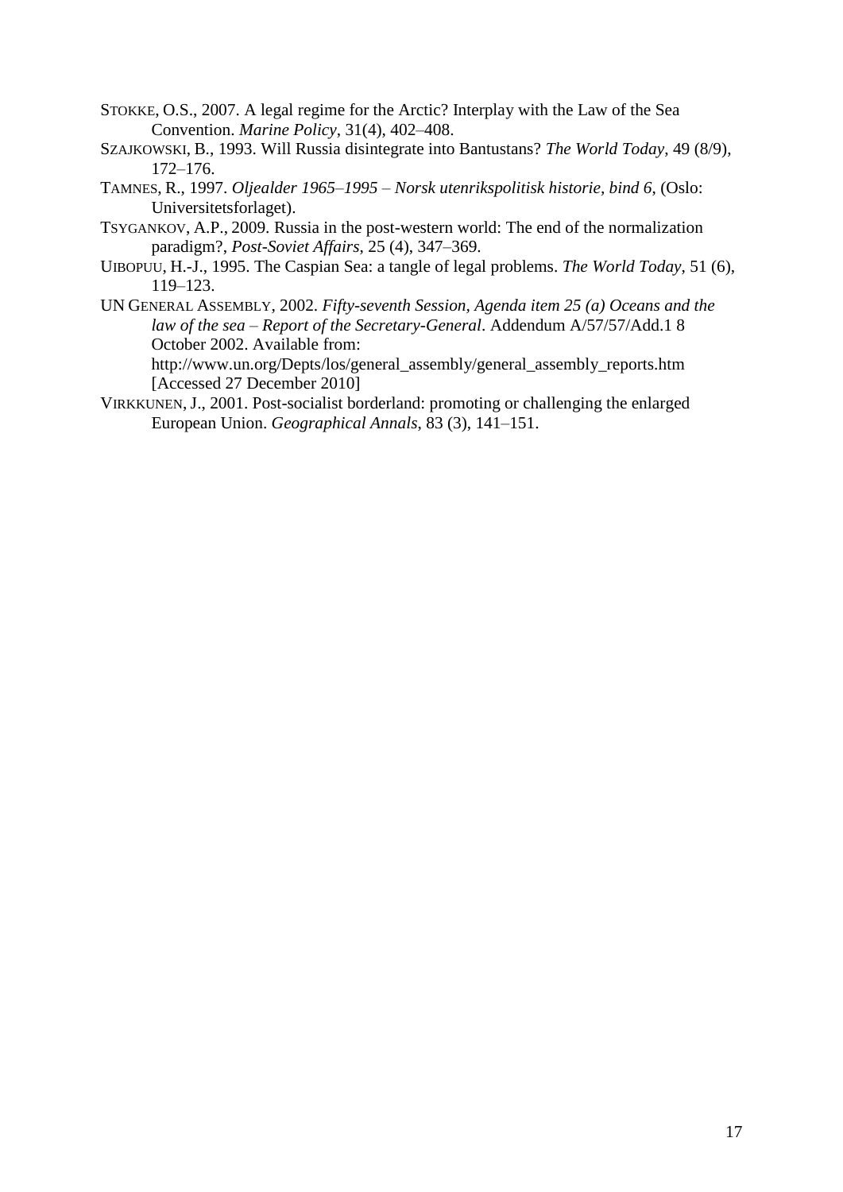STOKKE, O.S., 2007. A legal regime for the Arctic? Interplay with the Law of the Sea Convention. *Marine Policy*, 31(4), 402–408.

SZAJKOWSKI, B., 1993. Will Russia disintegrate into Bantustans? *The World Today*, 49 (8/9), 172–176.

TAMNES, R., 1997. *Oljealder 1965–1995 – Norsk utenrikspolitisk historie, bind 6*, (Oslo: Universitetsforlaget).

TSYGANKOV, A.P., 2009. Russia in the post-western world: The end of the normalization paradigm?, *Post-Soviet Affairs*, 25 (4), 347–369.

UIBOPUU, H.-J., 1995. The Caspian Sea: a tangle of legal problems. *The World Today*, 51 (6), 119–123.

UN GENERAL ASSEMBLY, 2002. *Fifty-seventh Session, Agenda item 25 (a) Oceans and the law of the sea – Report of the Secretary-General*. Addendum A/57/57/Add.1 8 October 2002. Available from: http://www.un.org/Depts/los/general_assembly/general_assembly_reports.htm [Accessed 27 December 2010]

VIRKKUNEN, J., 2001. Post-socialist borderland: promoting or challenging the enlarged European Union. *Geographical Annals*, 83 (3), 141–151.